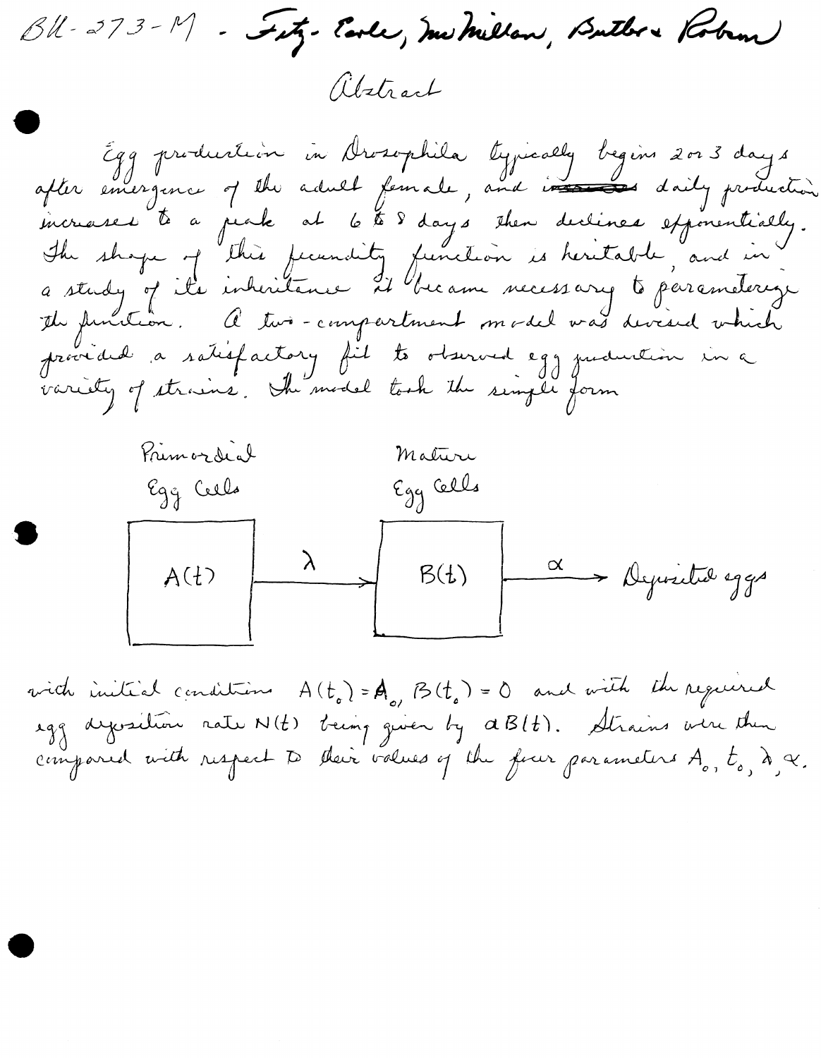BU-273-M - Fitz-Earle, McMillan, Butler & Robson

## Abstract

Egg production in Drosophila typically begins 2 or 3 days after emergence of the adult female, and daily production increases to a peak at 6 to 8 days then declines exponentially. The shape of this fecundity function is heritable, and in a study of its inheritance it became necessary to parameterize the function. A two-compartment model was devised which provided a satisfactory fit to observed egg production in a variety of strains. The model took the simple form

Primordial Egg Cells $A(t)$ —$\lambda$→ Mature Egg Cells $B(t)$ —$\alpha$→ Deposited eggs

with initial conditions $A(t_0) = A_0$, $B(t_0) = 0$ and with the required egg deposition rate $N(t)$ being given by $\alpha B(t)$. Strains were then compared with respect to their values of the four parameters $A_0$, $t_0$, $\lambda$, $\alpha$.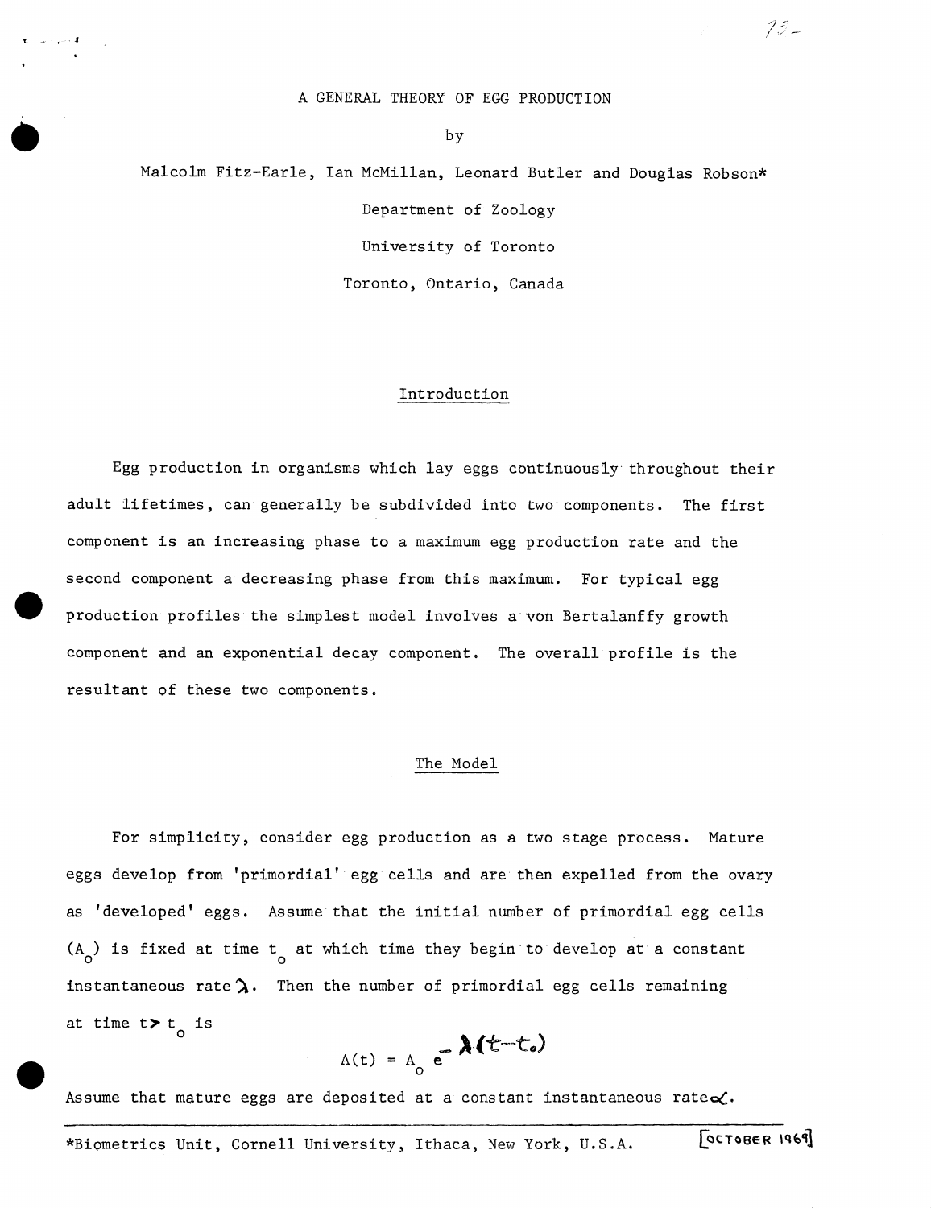# A GENERAL THEORY OF EGG PRODUCTION

by

Malcolm Fitz-Earle, Ian McMillan, Leonard Butler and Douglas Robson*

Department of Zoology

University of Toronto

Toronto, Ontario, Canada

## Introduction

Egg production in organisms which lay eggs continuously throughout their adult lifetimes, can generally be subdivided into two components. The first component is an increasing phase to a maximum egg production rate and the second component a decreasing phase from this maximum. For typical egg production profiles the simplest model involves a von Bertalanffy growth component and an exponential decay component. The overall profile is the resultant of these two components.

## The Model

For simplicity, consider egg production as a two stage process. Mature eggs develop from 'primordial' egg cells and are then expelled from the ovary as 'developed' eggs. Assume that the initial number of primordial egg cells ($A_o$) is fixed at time $t_o$ at which time they begin to develop at a constant instantaneous rate $\lambda$. Then the number of primordial egg cells remaining at time $t > t_o$ is

$$A(t) = A_o e^{-\lambda(t-t_o)}$$

Assume that mature eggs are deposited at a constant instantaneous rate $\alpha$.

---

*Biometrics Unit, Cornell University, Ithaca, New York, U.S.A. [OCTOBER 1969]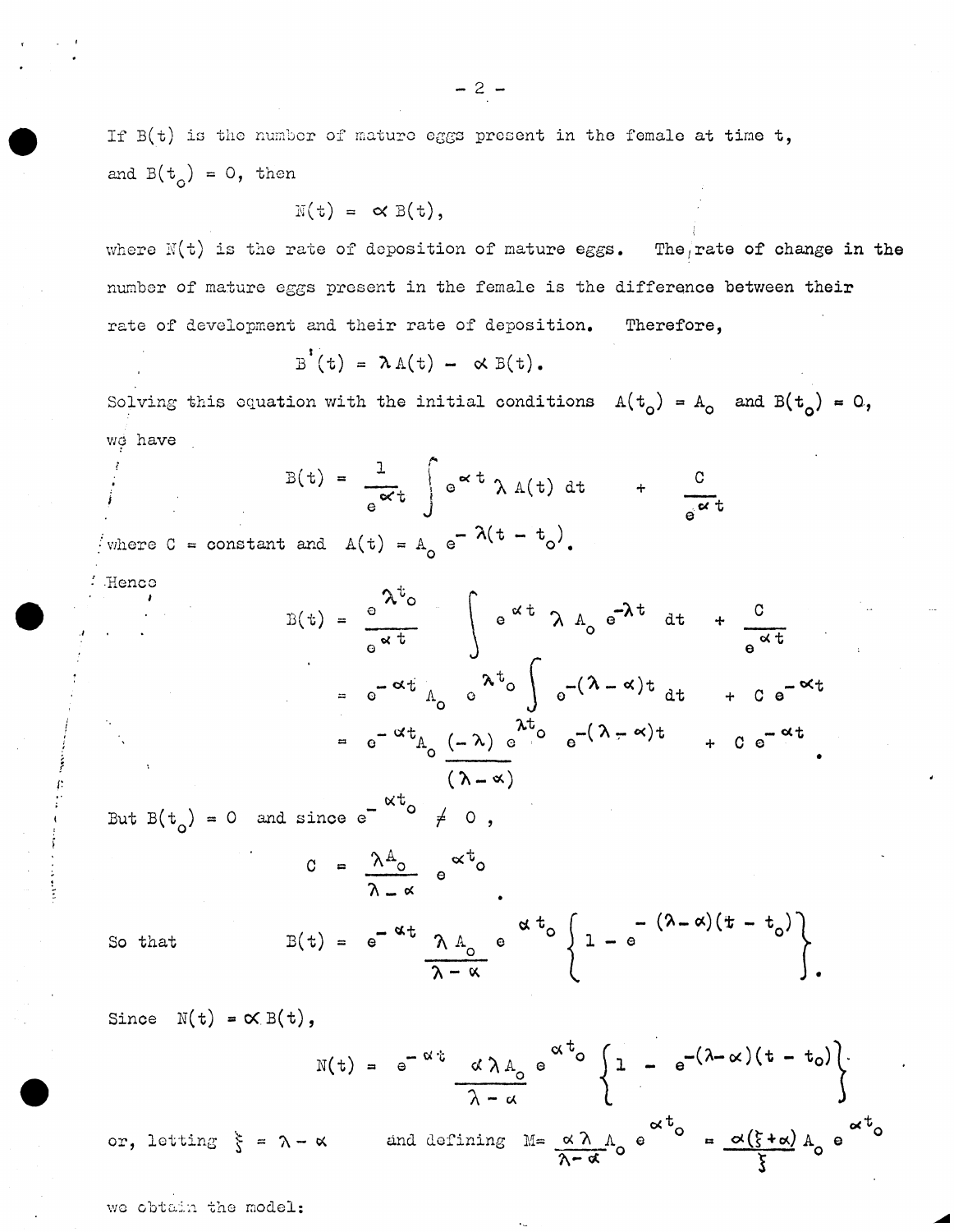If $B(t)$ is the number of mature eggs present in the female at time t, and $B(t_o) = 0$, then

$$N(t) = \alpha B(t),$$

where $N(t)$ is the rate of deposition of mature eggs. The rate of change in the number of mature eggs present in the female is the difference between their rate of development and their rate of deposition. Therefore,

$$B'(t) = \lambda A(t) - \alpha B(t).$$

Solving this equation with the initial conditions $A(t_o) = A_o$ and $B(t_o) = 0$, we have

$$B(t) = \frac{1}{e^{\alpha t}} \int e^{\alpha t} \lambda A(t) \, dt + \frac{C}{e^{\alpha t}}$$

where C = constant and $A(t) = A_o e^{-\lambda(t - t_o)}$.

Hence

$$B(t) = \frac{e^{\lambda t_o}}{e^{\alpha t}} \int e^{\alpha t} \lambda A_o e^{-\lambda t} \, dt + \frac{C}{e^{\alpha t}}$$

$$= e^{-\alpha t} A_o e^{\lambda t_o} \int e^{-(\lambda - \alpha)t} \, dt + C e^{-\alpha t}$$

$$= e^{-\alpha t} A_o \frac{(-\lambda) e^{\lambda t_o}}{(\lambda - \alpha)} e^{-(\lambda - \alpha)t} + C e^{-\alpha t}.$$

But $B(t_o) = 0$ and since $e^{-\alpha t_o} \neq 0$,

$$C = \frac{\lambda A_o}{\lambda - \alpha} e^{\alpha t_o}.$$

So that

$$B(t) = e^{-\alpha t} \frac{\lambda A_o}{\lambda - \alpha} e^{\alpha t_o} \left\{ 1 - e^{-(\lambda - \alpha)(t - t_o)} \right\}.$$

Since $N(t) = \alpha B(t)$,

$$N(t) = e^{-\alpha t} \frac{\alpha \lambda A_o}{\lambda - \alpha} e^{\alpha t_o} \left\{ 1 - e^{-(\lambda - \alpha)(t - t_o)} \right\}.$$

or, letting $\xi = \lambda - \alpha$ and defining $M = \frac{\alpha \lambda}{\lambda - \alpha} A_o e^{\alpha t_o} = \frac{\alpha(\xi + \alpha)}{\xi} A_o e^{\alpha t_o}$

we obtain the model: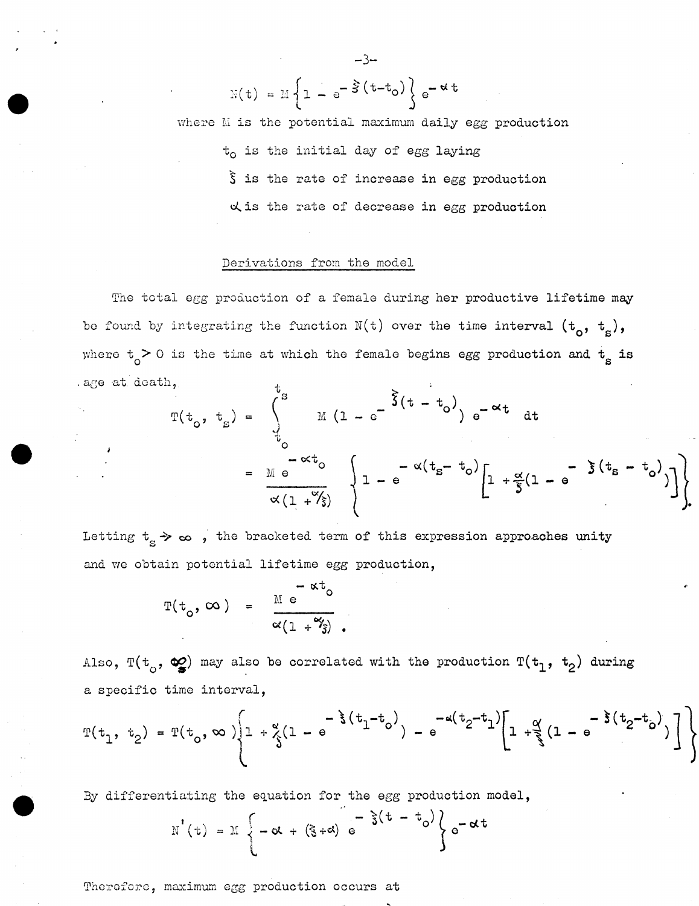$$N(t) = M\left\{1 - e^{-\xi(t-t_o)}\right\} e^{-\alpha t}$$

where $M$ is the potential maximum daily egg production

$t_o$ is the initial day of egg laying

$\xi$ is the rate of increase in egg production

$\alpha$ is the rate of decrease in egg production

## Derivations from the model

The total egg production of a female during her productive lifetime may be found by integrating the function $N(t)$ over the time interval $(t_o, t_s)$, where $t_o > 0$ is the time at which the female begins egg production and $t_s$ is age at death,

$$T(t_o, t_s) = \int_{t_o}^{t_s} M\left(1 - e^{-\xi(t - t_o)}\right) e^{-\alpha t}\, dt$$

$$= \frac{M e^{-\alpha t_o}}{\alpha(1 + \alpha/\xi)} \left\{1 - e^{-\alpha(t_s - t_o)}\left[1 + \frac{\alpha}{\xi}\left(1 - e^{-\xi(t_s - t_o)}\right)\right]\right\}.$$

Letting $t_s \to \infty$, the bracketed term of this expression approaches unity and we obtain potential lifetime egg production,

$$T(t_o, \infty) = \frac{M e^{-\alpha t_o}}{\alpha(1 + \alpha/\xi)}.$$

Also, $T(t_o, \infty)$ may also be correlated with the production $T(t_1, t_2)$ during a specific time interval,

$$T(t_1, t_2) = T(t_o, \infty)\left\{1 + \frac{\alpha}{\xi}\left(1 - e^{-\xi(t_1 - t_o)}\right) - e^{-\alpha(t_2 - t_1)}\left[1 + \frac{\alpha}{\xi}\left(1 - e^{-\xi(t_2 - t_o)}\right)\right]\right\}$$

By differentiating the equation for the egg production model,

$$N'(t) = M\left\{-\alpha + (\xi + \alpha)\, e^{-\xi(t - t_o)}\right\} e^{-\alpha t}$$

Therefore, maximum egg production occurs at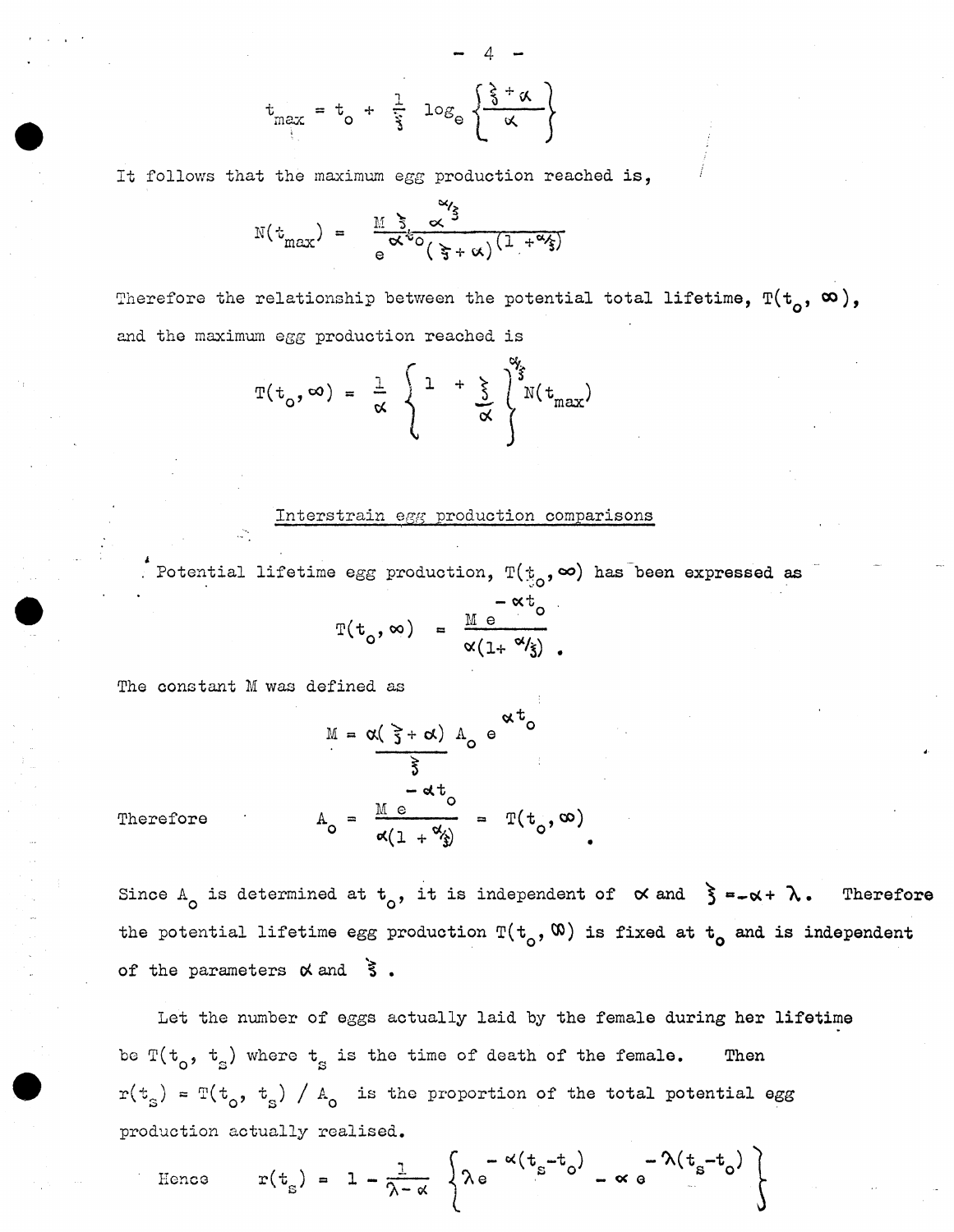$$t_{max} = t_o + \frac{1}{\xi} \log_e \left\{ \frac{\xi + \alpha}{\alpha} \right\}$$

It follows that the maximum egg production reached is,

$$N(t_{max}) = \frac{M \, \xi \, \alpha^{\alpha/\xi}}{e^{\alpha t_o} (\xi + \alpha)^{(1 + \alpha/\xi)}}$$

Therefore the relationship between the potential total lifetime, $T(t_o, \infty)$, and the maximum egg production reached is

$$T(t_o, \infty) = \frac{1}{\alpha} \left\{ 1 + \frac{\xi}{\alpha} \right\}^{\alpha/\xi} N(t_{max})$$

## Interstrain egg production comparisons

Potential lifetime egg production, $T(t_o, \infty)$ has been expressed as

$$T(t_o, \infty) = \frac{M \, e^{-\alpha t_o}}{\alpha(1 + \alpha/\xi)} .$$

The constant M was defined as

$$M = \frac{\alpha(\xi + \alpha)}{\xi} A_o \, e^{\alpha t_o}$$

Therefore

$$A_o = \frac{M \, e^{-\alpha t_o}}{\alpha(1 + \alpha/\xi)} = T(t_o, \infty) .$$

Since $A_o$ is determined at $t_o$, it is independent of $\alpha$ and $\xi = -\alpha + \lambda$. Therefore the potential lifetime egg production $T(t_o, \infty)$ is fixed at $t_o$ and is independent of the parameters $\alpha$ and $\xi$.

Let the number of eggs actually laid by the female during her lifetime be $T(t_o, t_s)$ where $t_s$ is the time of death of the female. Then $r(t_s) = T(t_o, t_s) / A_o$ is the proportion of the total potential egg production actually realised.

Hence

$$r(t_s) = 1 - \frac{1}{\lambda - \alpha} \left\{ \lambda e^{-\alpha(t_s - t_o)} - \alpha e^{-\lambda(t_s - t_o)} \right\}$$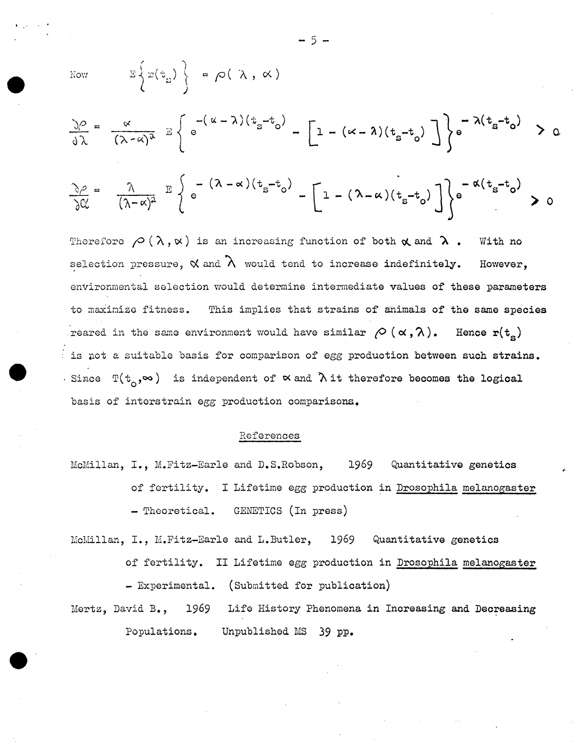Now $\quad E\left\{r(t_s)\right\} = \rho(\lambda, \alpha)$

$$\frac{\partial \rho}{\partial \lambda} = \frac{\alpha}{(\lambda-\alpha)^2} \, E\left\{ e^{-(\alpha-\lambda)(t_s-t_o)} - \left[1-(\alpha-\lambda)(t_s-t_o)\right]\right\} e^{-\lambda(t_s-t_o)} > 0$$

$$\frac{\partial \rho}{\partial \alpha} = \frac{\lambda}{(\lambda-\alpha)^2} \, E\left\{ e^{-(\lambda-\alpha)(t_s-t_o)} - \left[1-(\lambda-\alpha)(t_s-t_o)\right]\right\} e^{-\alpha(t_s-t_o)} > 0$$

Therefore $\rho(\lambda, \alpha)$ is an increasing function of both $\alpha$ and $\lambda$. With no selection pressure, $\alpha$ and $\lambda$ would tend to increase indefinitely. However, environmental selection would determine intermediate values of these parameters to maximize fitness. This implies that strains of animals of the same species reared in the same environment would have similar $\rho(\alpha, \lambda)$. Hence $r(t_s)$ is not a suitable basis for comparison of egg production between such strains. Since $T(t_o, \infty)$ is independent of $\alpha$ and $\lambda$ it therefore becomes the logical basis of interstrain egg production comparisons.

## References

McMillan, I., M.Fitz-Earle and D.S.Robson, 1969 Quantitative genetics of fertility. I Lifetime egg production in _Drosophila melanogaster_ - Theoretical. GENETICS (In press)

McMillan, I., M.Fitz-Earle and L.Butler, 1969 Quantitative genetics of fertility. II Lifetime egg production in _Drosophila melanogaster_ - Experimental. (Submitted for publication)

Mertz, David B., 1969 Life History Phenomena in Increasing and Decreasing Populations. Unpublished MS 39 pp.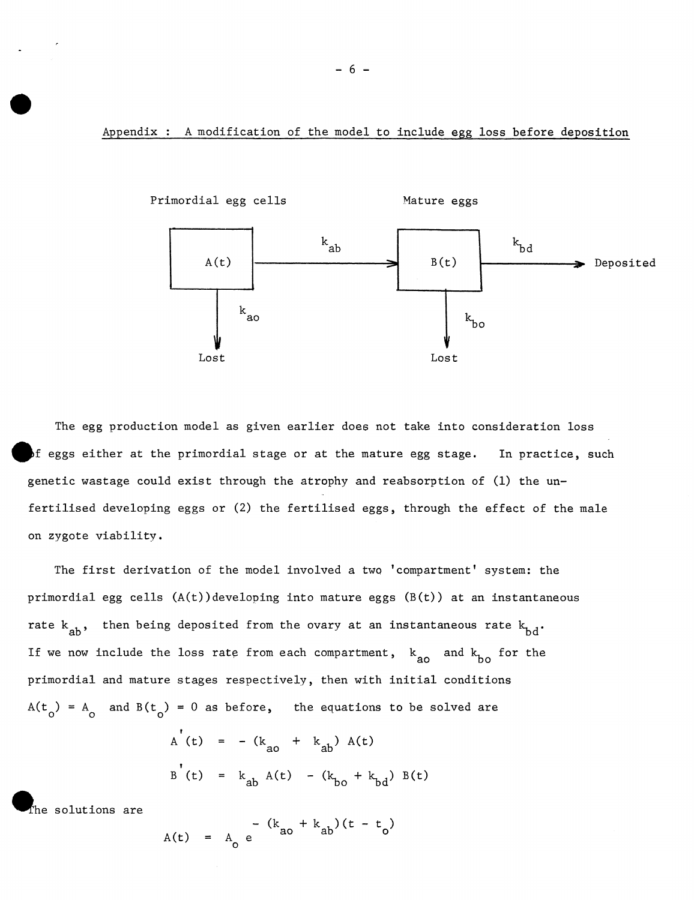## Appendix : A modification of the model to include egg loss before deposition

Primordial egg cells → $A(t)$ —$k_{ab}$→ $B(t)$ (Mature eggs) —$k_{bd}$→ Deposited

$A(t)$ —$k_{ao}$→ Lost

$B(t)$ —$k_{bo}$→ Lost

The egg production model as given earlier does not take into consideration loss of eggs either at the primordial stage or at the mature egg stage. In practice, such genetic wastage could exist through the atrophy and reabsorption of (1) the unfertilised developing eggs or (2) the fertilised eggs, through the effect of the male on zygote viability.

The first derivation of the model involved a two 'compartment' system: the primordial egg cells ($A(t)$) developing into mature eggs ($B(t)$) at an instantaneous rate $k_{ab}$, then being deposited from the ovary at an instantaneous rate $k_{bd}$. If we now include the loss rate from each compartment, $k_{ao}$ and $k_{bo}$ for the primordial and mature stages respectively, then with initial conditions $A(t_o) = A_o$ and $B(t_o) = 0$ as before, the equations to be solved are

$$A'(t) = -(k_{ao} + k_{ab})\,A(t)$$

$$B'(t) = k_{ab}\,A(t) - (k_{bo} + k_{bd})\,B(t)$$

The solutions are

$$A(t) = A_o\,e^{-(k_{ao} + k_{ab})(t - t_o)}$$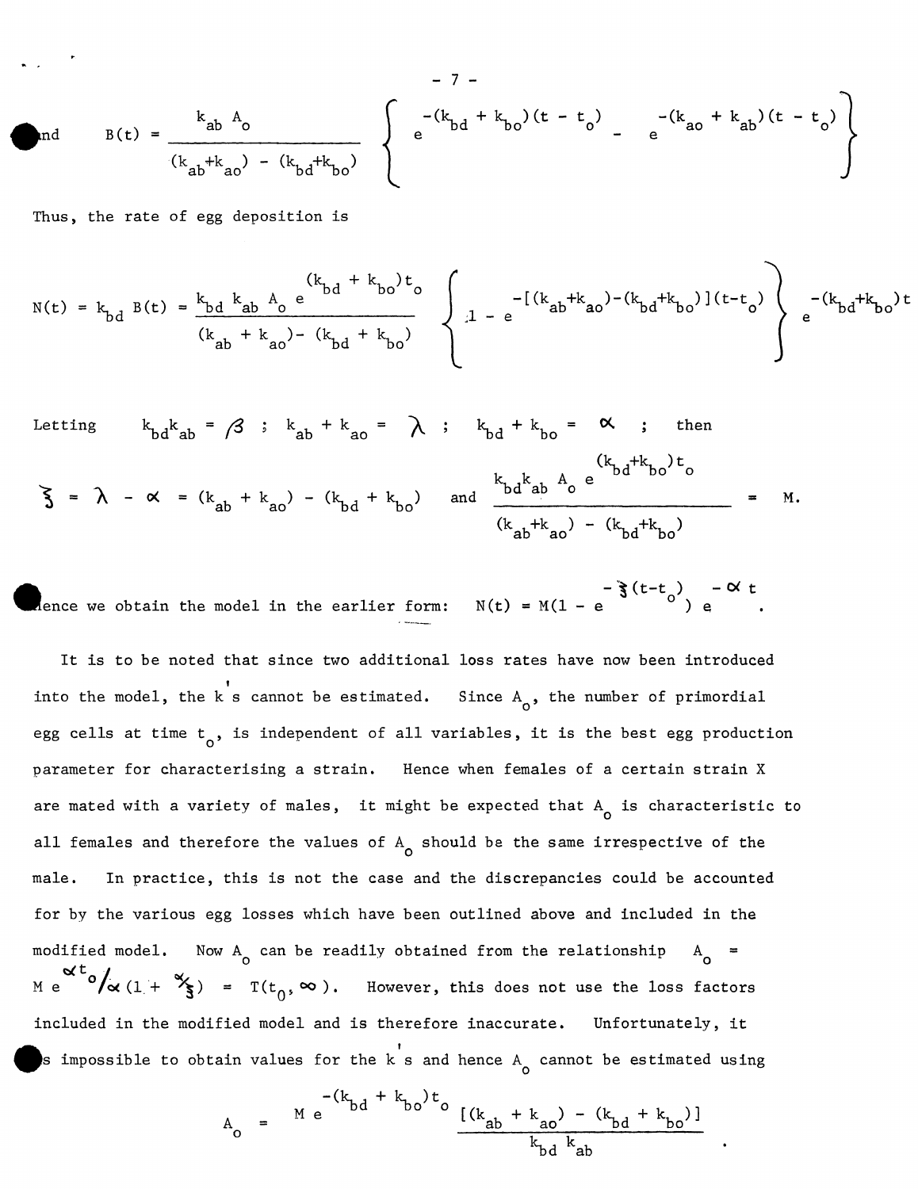and $$B(t) = \frac{k_{ab} A_o}{(k_{ab}+k_{ao}) - (k_{bd}+k_{bo})} \left\{ e^{-(k_{bd} + k_{bo})(t - t_o)} - e^{-(k_{ao} + k_{ab})(t - t_o)} \right\}$$

Thus, the rate of egg deposition is

$$N(t) = k_{bd}\, B(t) = \frac{k_{bd}\, k_{ab}\, A_o\, e^{(k_{bd} + k_{bo})t_o}}{(k_{ab} + k_{ao}) - (k_{bd} + k_{bo})} \left\{ 1 - e^{-[(k_{ab}+k_{ao})-(k_{bd}+k_{bo})](t-t_o)} \right\} e^{-(k_{bd}+k_{bo})t}$$

Letting $k_{bd}k_{ab} = \beta$ ; $k_{ab} + k_{ao} = \lambda$ ; $k_{bd} + k_{bo} = \alpha$ ; then

$$\xi = \lambda - \alpha = (k_{ab} + k_{ao}) - (k_{bd} + k_{bo}) \quad \text{and} \quad \frac{k_{bd}k_{ab}\, A_o\, e^{(k_{bd}+k_{bo})t_o}}{(k_{ab}+k_{ao}) - (k_{bd}+k_{bo})} = M.$$

Hence we obtain the model in the earlier form: $N(t) = M(1 - e^{-\xi(t-t_o)})\, e^{-\alpha t}$.

It is to be noted that since two additional loss rates have now been introduced into the model, the $k$'s cannot be estimated. Since $A_o$, the number of primordial egg cells at time $t_o$, is independent of all variables, it is the best egg production parameter for characterising a strain. Hence when females of a certain strain X are mated with a variety of males, it might be expected that $A_o$ is characteristic to all females and therefore the values of $A_o$ should be the same irrespective of the male. In practice, this is not the case and the discrepancies could be accounted for by the various egg losses which have been outlined above and included in the modified model. Now $A_o$ can be readily obtained from the relationship $A_o = M e^{\alpha t_o} / \alpha(1 + \frac{\alpha}{\xi}) = T(t_0, \infty)$. However, this does not use the loss factors included in the modified model and is therefore inaccurate. Unfortunately, it is impossible to obtain values for the $k$'s and hence $A_o$ cannot be estimated using

$$A_o = M e^{-(k_{bd} + k_{bo})t_o} \frac{[(k_{ab} + k_{ao}) - (k_{bd} + k_{bo})]}{k_{bd}\, k_{ab}}.$$